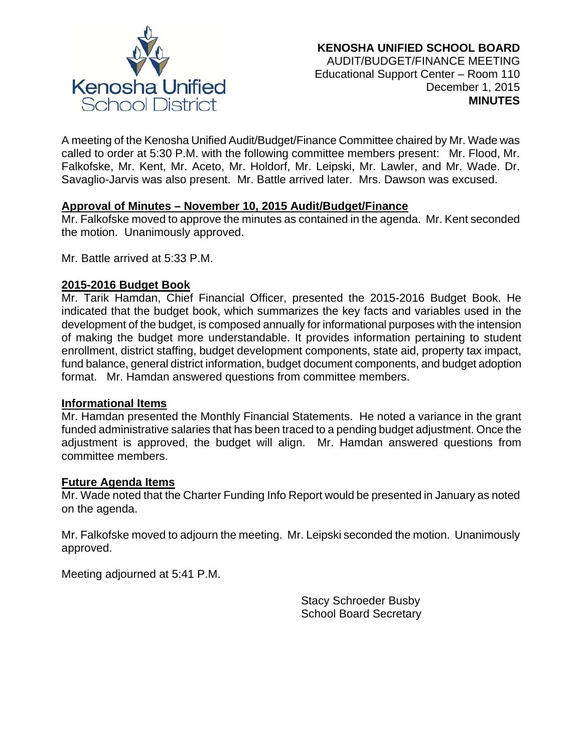**KENOSHA UNIFIED SCHOOL BOARD**
AUDIT/BUDGET/FINANCE MEETING
Educational Support Center – Room 110
December 1, 2015
**MINUTES**

A meeting of the Kenosha Unified Audit/Budget/Finance Committee chaired by Mr. Wade was called to order at 5:30 P.M. with the following committee members present: Mr. Flood, Mr. Falkofske, Mr. Kent, Mr. Aceto, Mr. Holdorf, Mr. Leipski, Mr. Lawler, and Mr. Wade. Dr. Savaglio-Jarvis was also present. Mr. Battle arrived later. Mrs. Dawson was excused.

## Approval of Minutes – November 10, 2015 Audit/Budget/Finance

Mr. Falkofske moved to approve the minutes as contained in the agenda. Mr. Kent seconded the motion. Unanimously approved.

Mr. Battle arrived at 5:33 P.M.

## 2015-2016 Budget Book

Mr. Tarik Hamdan, Chief Financial Officer, presented the 2015-2016 Budget Book. He indicated that the budget book, which summarizes the key facts and variables used in the development of the budget, is composed annually for informational purposes with the intension of making the budget more understandable. It provides information pertaining to student enrollment, district staffing, budget development components, state aid, property tax impact, fund balance, general district information, budget document components, and budget adoption format. Mr. Hamdan answered questions from committee members.

## Informational Items

Mr. Hamdan presented the Monthly Financial Statements. He noted a variance in the grant funded administrative salaries that has been traced to a pending budget adjustment. Once the adjustment is approved, the budget will align. Mr. Hamdan answered questions from committee members.

## Future Agenda Items

Mr. Wade noted that the Charter Funding Info Report would be presented in January as noted on the agenda.

Mr. Falkofske moved to adjourn the meeting. Mr. Leipski seconded the motion. Unanimously approved.

Meeting adjourned at 5:41 P.M.

Stacy Schroeder Busby
School Board Secretary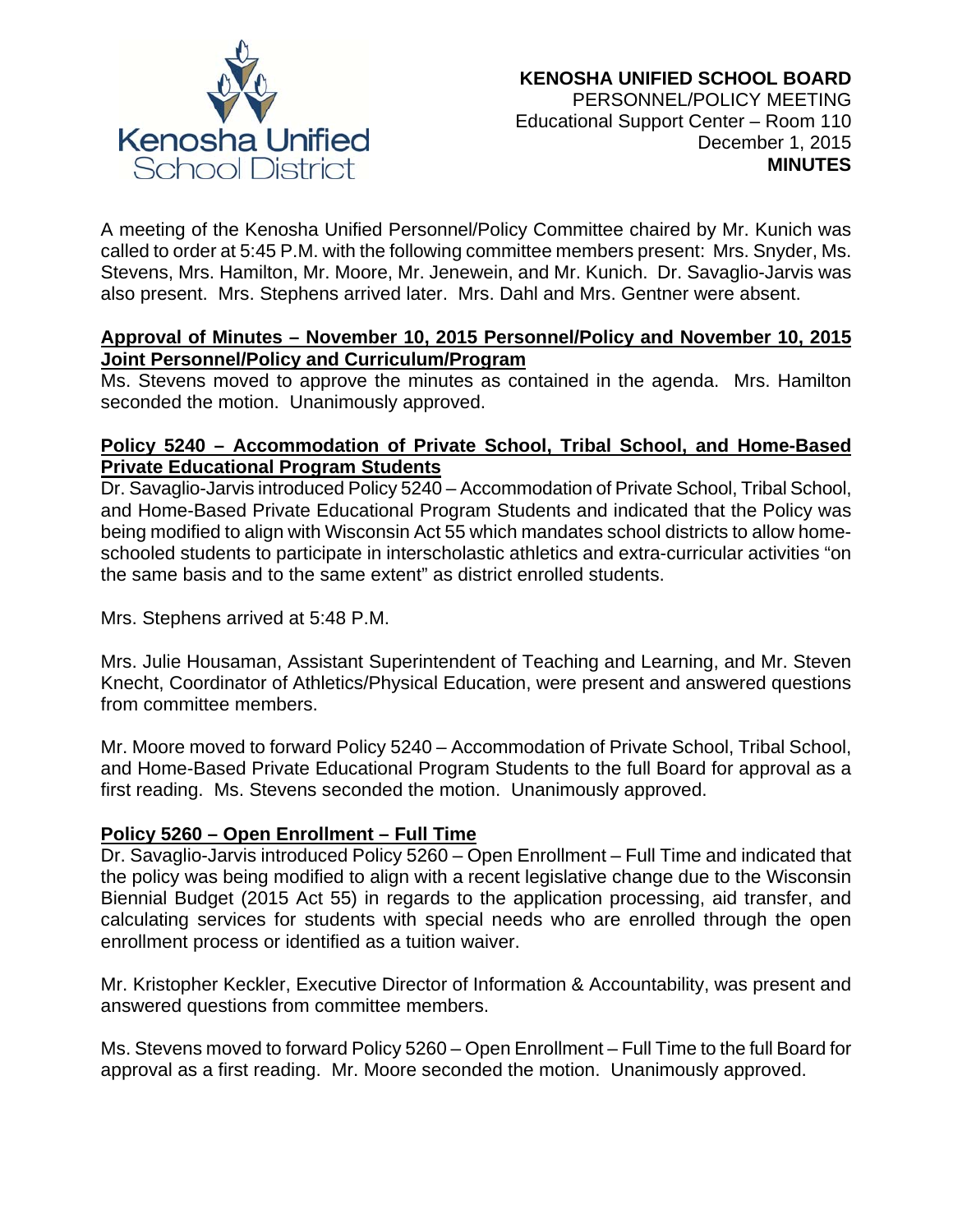**KENOSHA UNIFIED SCHOOL BOARD**
PERSONNEL/POLICY MEETING
Educational Support Center – Room 110
December 1, 2015
**MINUTES**

A meeting of the Kenosha Unified Personnel/Policy Committee chaired by Mr. Kunich was called to order at 5:45 P.M. with the following committee members present: Mrs. Snyder, Ms. Stevens, Mrs. Hamilton, Mr. Moore, Mr. Jenewein, and Mr. Kunich. Dr. Savaglio-Jarvis was also present. Mrs. Stephens arrived later. Mrs. Dahl and Mrs. Gentner were absent.

**Approval of Minutes – November 10, 2015 Personnel/Policy and November 10, 2015 Joint Personnel/Policy and Curriculum/Program**

Ms. Stevens moved to approve the minutes as contained in the agenda. Mrs. Hamilton seconded the motion. Unanimously approved.

**Policy 5240 – Accommodation of Private School, Tribal School, and Home-Based Private Educational Program Students**

Dr. Savaglio-Jarvis introduced Policy 5240 – Accommodation of Private School, Tribal School, and Home-Based Private Educational Program Students and indicated that the Policy was being modified to align with Wisconsin Act 55 which mandates school districts to allow home-schooled students to participate in interscholastic athletics and extra-curricular activities "on the same basis and to the same extent" as district enrolled students.

Mrs. Stephens arrived at 5:48 P.M.

Mrs. Julie Housaman, Assistant Superintendent of Teaching and Learning, and Mr. Steven Knecht, Coordinator of Athletics/Physical Education, were present and answered questions from committee members.

Mr. Moore moved to forward Policy 5240 – Accommodation of Private School, Tribal School, and Home-Based Private Educational Program Students to the full Board for approval as a first reading. Ms. Stevens seconded the motion. Unanimously approved.

**Policy 5260 – Open Enrollment – Full Time**

Dr. Savaglio-Jarvis introduced Policy 5260 – Open Enrollment – Full Time and indicated that the policy was being modified to align with a recent legislative change due to the Wisconsin Biennial Budget (2015 Act 55) in regards to the application processing, aid transfer, and calculating services for students with special needs who are enrolled through the open enrollment process or identified as a tuition waiver.

Mr. Kristopher Keckler, Executive Director of Information & Accountability, was present and answered questions from committee members.

Ms. Stevens moved to forward Policy 5260 – Open Enrollment – Full Time to the full Board for approval as a first reading. Mr. Moore seconded the motion. Unanimously approved.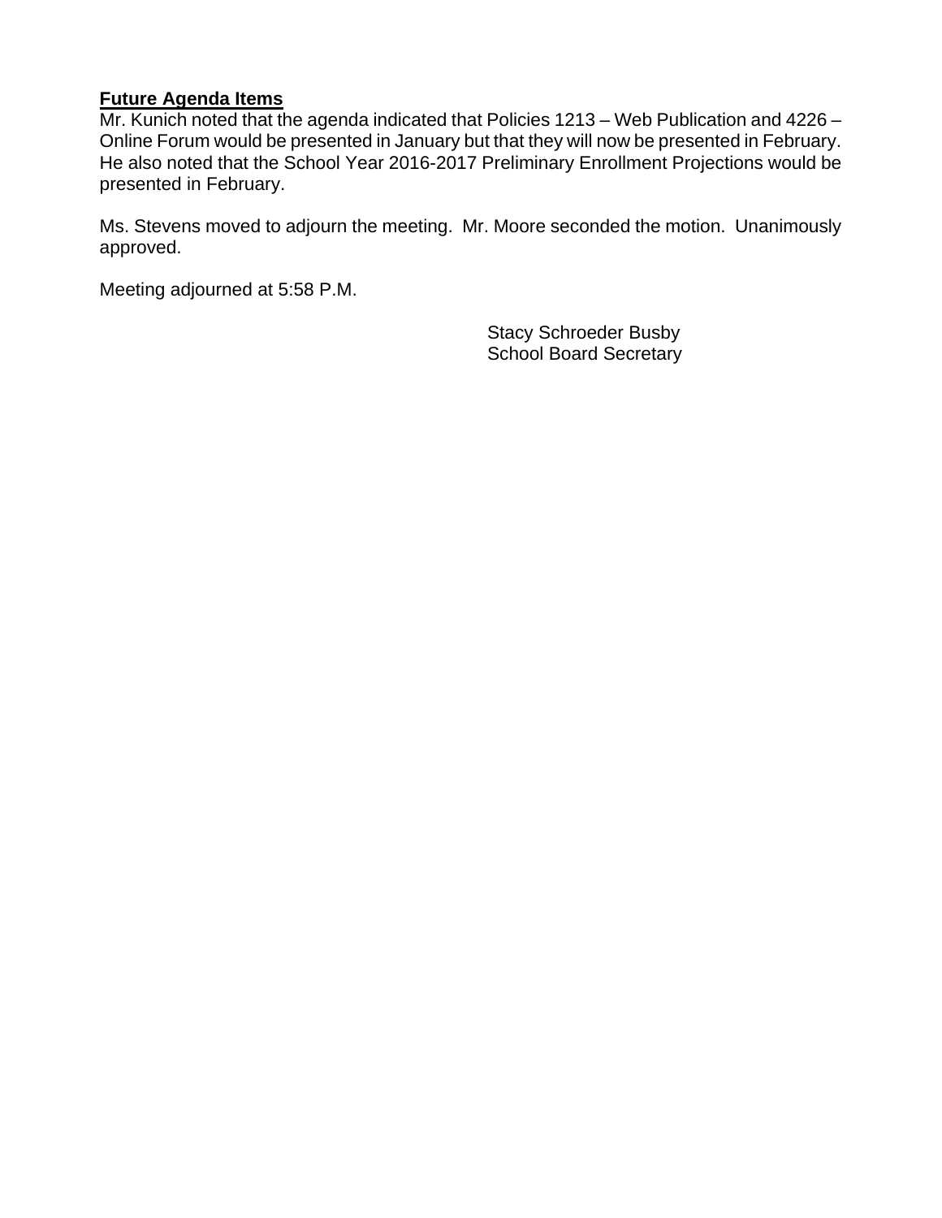**Future Agenda Items**

Mr. Kunich noted that the agenda indicated that Policies 1213 – Web Publication and 4226 – Online Forum would be presented in January but that they will now be presented in February. He also noted that the School Year 2016-2017 Preliminary Enrollment Projections would be presented in February.

Ms. Stevens moved to adjourn the meeting. Mr. Moore seconded the motion. Unanimously approved.

Meeting adjourned at 5:58 P.M.

Stacy Schroeder Busby
School Board Secretary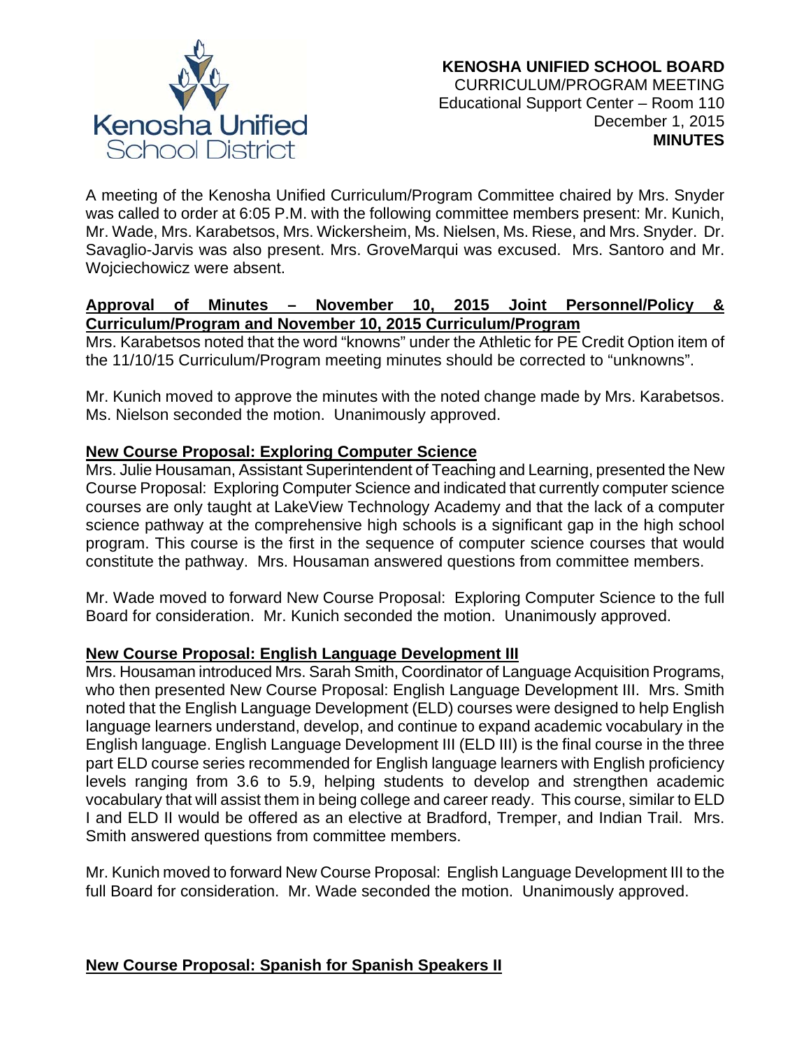**KENOSHA UNIFIED SCHOOL BOARD**
CURRICULUM/PROGRAM MEETING
Educational Support Center – Room 110
December 1, 2015
**MINUTES**

A meeting of the Kenosha Unified Curriculum/Program Committee chaired by Mrs. Snyder was called to order at 6:05 P.M. with the following committee members present: Mr. Kunich, Mr. Wade, Mrs. Karabetsos, Mrs. Wickersheim, Ms. Nielsen, Ms. Riese, and Mrs. Snyder. Dr. Savaglio-Jarvis was also present. Mrs. GroveMarqui was excused. Mrs. Santoro and Mr. Wojciechowicz were absent.

**Approval of Minutes – November 10, 2015 Joint Personnel/Policy & Curriculum/Program and November 10, 2015 Curriculum/Program**

Mrs. Karabetsos noted that the word "knowns" under the Athletic for PE Credit Option item of the 11/10/15 Curriculum/Program meeting minutes should be corrected to "unknowns".

Mr. Kunich moved to approve the minutes with the noted change made by Mrs. Karabetsos. Ms. Nielson seconded the motion. Unanimously approved.

**New Course Proposal: Exploring Computer Science**

Mrs. Julie Housaman, Assistant Superintendent of Teaching and Learning, presented the New Course Proposal: Exploring Computer Science and indicated that currently computer science courses are only taught at LakeView Technology Academy and that the lack of a computer science pathway at the comprehensive high schools is a significant gap in the high school program. This course is the first in the sequence of computer science courses that would constitute the pathway. Mrs. Housaman answered questions from committee members.

Mr. Wade moved to forward New Course Proposal: Exploring Computer Science to the full Board for consideration. Mr. Kunich seconded the motion. Unanimously approved.

**New Course Proposal: English Language Development III**

Mrs. Housaman introduced Mrs. Sarah Smith, Coordinator of Language Acquisition Programs, who then presented New Course Proposal: English Language Development III. Mrs. Smith noted that the English Language Development (ELD) courses were designed to help English language learners understand, develop, and continue to expand academic vocabulary in the English language. English Language Development III (ELD III) is the final course in the three part ELD course series recommended for English language learners with English proficiency levels ranging from 3.6 to 5.9, helping students to develop and strengthen academic vocabulary that will assist them in being college and career ready. This course, similar to ELD I and ELD II would be offered as an elective at Bradford, Tremper, and Indian Trail. Mrs. Smith answered questions from committee members.

Mr. Kunich moved to forward New Course Proposal: English Language Development III to the full Board for consideration. Mr. Wade seconded the motion. Unanimously approved.

**New Course Proposal: Spanish for Spanish Speakers II**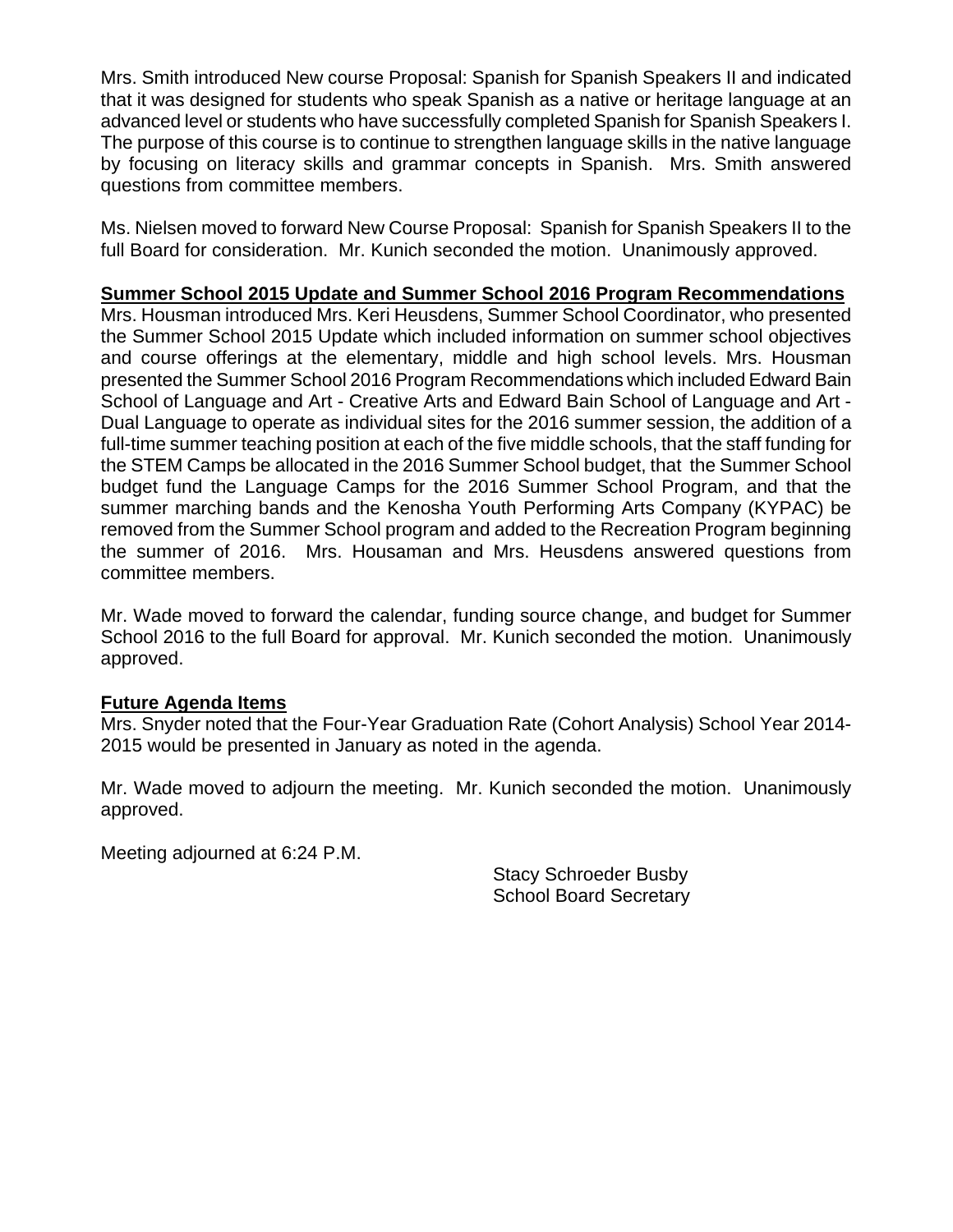Mrs. Smith introduced New course Proposal: Spanish for Spanish Speakers II and indicated that it was designed for students who speak Spanish as a native or heritage language at an advanced level or students who have successfully completed Spanish for Spanish Speakers I. The purpose of this course is to continue to strengthen language skills in the native language by focusing on literacy skills and grammar concepts in Spanish. Mrs. Smith answered questions from committee members.

Ms. Nielsen moved to forward New Course Proposal: Spanish for Spanish Speakers II to the full Board for consideration. Mr. Kunich seconded the motion. Unanimously approved.

**Summer School 2015 Update and Summer School 2016 Program Recommendations**

Mrs. Housman introduced Mrs. Keri Heusdens, Summer School Coordinator, who presented the Summer School 2015 Update which included information on summer school objectives and course offerings at the elementary, middle and high school levels. Mrs. Housman presented the Summer School 2016 Program Recommendations which included Edward Bain School of Language and Art - Creative Arts and Edward Bain School of Language and Art - Dual Language to operate as individual sites for the 2016 summer session, the addition of a full-time summer teaching position at each of the five middle schools, that the staff funding for the STEM Camps be allocated in the 2016 Summer School budget, that the Summer School budget fund the Language Camps for the 2016 Summer School Program, and that the summer marching bands and the Kenosha Youth Performing Arts Company (KYPAC) be removed from the Summer School program and added to the Recreation Program beginning the summer of 2016. Mrs. Housaman and Mrs. Heusdens answered questions from committee members.

Mr. Wade moved to forward the calendar, funding source change, and budget for Summer School 2016 to the full Board for approval. Mr. Kunich seconded the motion. Unanimously approved.

**Future Agenda Items**

Mrs. Snyder noted that the Four-Year Graduation Rate (Cohort Analysis) School Year 2014-2015 would be presented in January as noted in the agenda.

Mr. Wade moved to adjourn the meeting. Mr. Kunich seconded the motion. Unanimously approved.

Meeting adjourned at 6:24 P.M.

Stacy Schroeder Busby
School Board Secretary